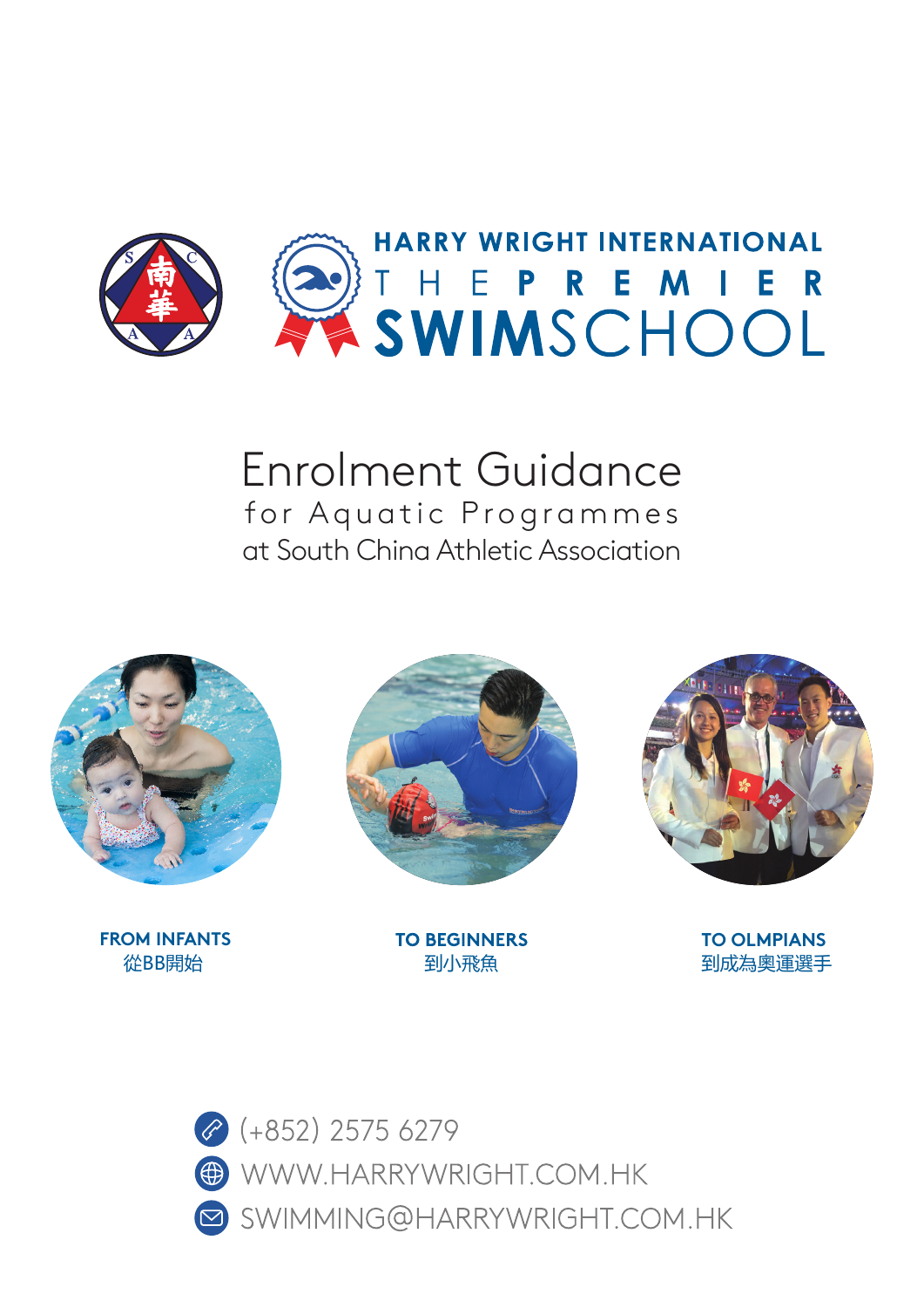HARRY WRIGHT INTERNATIONAL
THE PREMIER
SWIMSCHOOL

# Enrolment Guidance

## for Aquatic Programmes
## at South China Athletic Association

**FROM INFANTS**
從BB開始

**TO BEGINNERS**
到小飛魚

**TO OLMPIANS**
到成為奧運選手

(+852) 2575 6279

WWW.HARRYWRIGHT.COM.HK

SWIMMING@HARRYWRIGHT.COM.HK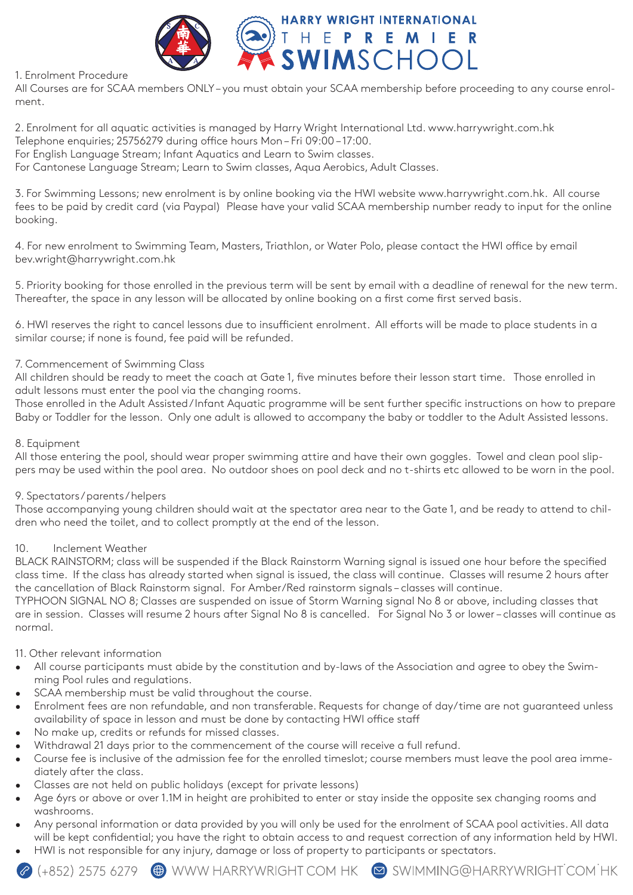1. Enrolment Procedure
All Courses are for SCAA members ONLY – you must obtain your SCAA membership before proceeding to any course enrolment.

2. Enrolment for all aquatic activities is managed by Harry Wright International Ltd. www.harrywright.com.hk
Telephone enquiries; 25756279 during office hours Mon – Fri 09:00 – 17:00.
For English Language Stream; Infant Aquatics and Learn to Swim classes.
For Cantonese Language Stream; Learn to Swim classes, Aqua Aerobics, Adult Classes.

3. For Swimming Lessons; new enrolment is by online booking via the HWI website www.harrywright.com.hk. All course fees to be paid by credit card (via Paypal) Please have your valid SCAA membership number ready to input for the online booking.

4. For new enrolment to Swimming Team, Masters, Triathlon, or Water Polo, please contact the HWI office by email bev.wright@harrywright.com.hk

5. Priority booking for those enrolled in the previous term will be sent by email with a deadline of renewal for the new term. Thereafter, the space in any lesson will be allocated by online booking on a first come first served basis.

6. HWI reserves the right to cancel lessons due to insufficient enrolment. All efforts will be made to place students in a similar course; if none is found, fee paid will be refunded.

7. Commencement of Swimming Class
All children should be ready to meet the coach at Gate 1, five minutes before their lesson start time. Those enrolled in adult lessons must enter the pool via the changing rooms.
Those enrolled in the Adult Assisted / Infant Aquatic programme will be sent further specific instructions on how to prepare Baby or Toddler for the lesson. Only one adult is allowed to accompany the baby or toddler to the Adult Assisted lessons.

8. Equipment
All those entering the pool, should wear proper swimming attire and have their own goggles. Towel and clean pool slippers may be used within the pool area. No outdoor shoes on pool deck and no t-shirts etc allowed to be worn in the pool.

9. Spectators / parents / helpers
Those accompanying young children should wait at the spectator area near to the Gate 1, and be ready to attend to children who need the toilet, and to collect promptly at the end of the lesson.

10. Inclement Weather
BLACK RAINSTORM; class will be suspended if the Black Rainstorm Warning signal is issued one hour before the specified class time. If the class has already started when signal is issued, the class will continue. Classes will resume 2 hours after the cancellation of Black Rainstorm signal. For Amber/Red rainstorm signals – classes will continue.
TYPHOON SIGNAL NO 8; Classes are suspended on issue of Storm Warning signal No 8 or above, including classes that are in session. Classes will resume 2 hours after Signal No 8 is cancelled. For Signal No 3 or lower – classes will continue as normal.

11. Other relevant information

- All course participants must abide by the constitution and by-laws of the Association and agree to obey the Swimming Pool rules and regulations.
- SCAA membership must be valid throughout the course.
- Enrolment fees are non refundable, and non transferable. Requests for change of day/time are not guaranteed unless availability of space in lesson and must be done by contacting HWI office staff
- No make up, credits or refunds for missed classes.
- Withdrawal 21 days prior to the commencement of the course will receive a full refund.
- Course fee is inclusive of the admission fee for the enrolled timeslot; course members must leave the pool area immediately after the class.
- Classes are not held on public holidays (except for private lessons)
- Age 6yrs or above or over 1.1M in height are prohibited to enter or stay inside the opposite sex changing rooms and washrooms.
- Any personal information or data provided by you will only be used for the enrolment of SCAA pool activities. All data will be kept confidential; you have the right to obtain access to and request correction of any information held by HWI.
- HWI is not responsible for any injury, damage or loss of property to participants or spectators.

(+852) 2575 6279 WWW HARRYWRIGHT COM HK SWIMMING@HARRYWRIGHT COM HK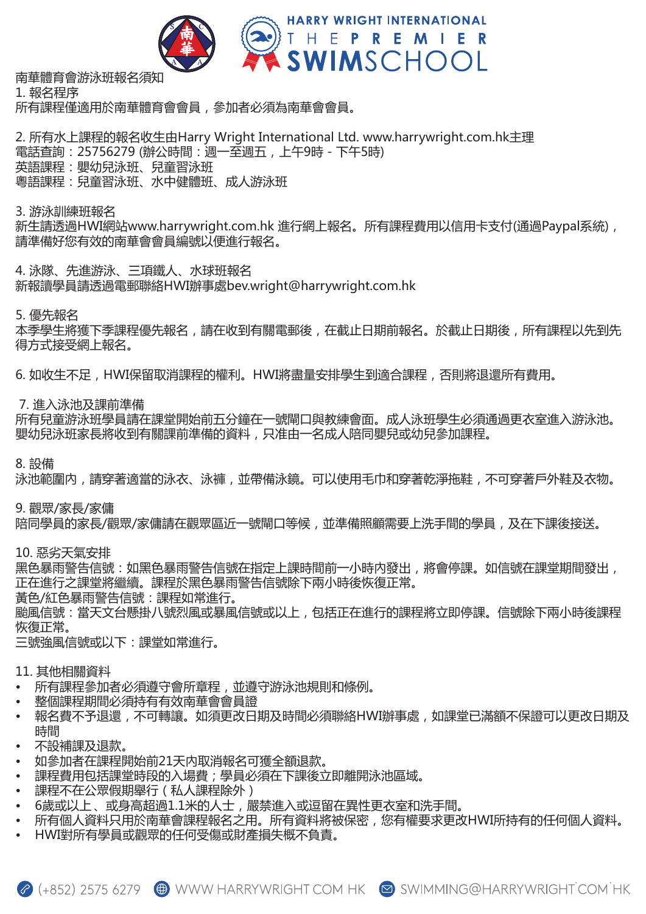HARRY WRIGHT INTERNATIONAL
THE PREMIER SWIMSCHOOL

# 南華體育會游泳班報名須知

## 1. 報名程序
所有課程僅適用於南華體育會會員，參加者必須為南華會會員。

## 2. 所有水上課程的報名收生由Harry Wright International Ltd. www.harrywright.com.hk主理
電話查詢：25756279 (辦公時間：週一至週五，上午9時 - 下午5時)
英語課程：嬰幼兒泳班、兒童習泳班
粵語課程：兒童習泳班、水中健體班、成人游泳班

## 3. 游泳訓練班報名
新生請透過HWI網站www.harrywright.com.hk 進行網上報名。所有課程費用以信用卡支付(通過Paypal系統)，請準備好您有效的南華會會員編號以便進行報名。

## 4. 泳隊、先進游泳、三項鐵人、水球班報名
新報讀學員請透過電郵聯絡HWI辦事處bev.wright@harrywright.com.hk

## 5. 優先報名
本季學生將獲下季課程優先報名，請在收到有關電郵後，在截止日期前報名。於截止日期後，所有課程以先到先得方式接受網上報名。

## 6. 如收生不足，HWI保留取消課程的權利。HWI將盡量安排學生到適合課程，否則將退還所有費用。

## 7. 進入泳池及課前準備
所有兒童游泳班學員請在課堂開始前五分鐘在一號閘口與教練會面。成人泳班學生必須通過更衣室進入游泳池。嬰幼兒泳班家長將收到有關課前準備的資料，只准由一名成人陪同嬰兒或幼兒參加課程。

## 8. 設備
泳池範圍內，請穿著適當的泳衣、泳褲，並帶備泳鏡。可以使用毛巾和穿著乾淨拖鞋，不可穿著戶外鞋及衣物。

## 9. 觀眾/家長/家傭
陪同學員的家長/觀眾/家傭請在觀眾區近一號閘口等候，並準備照顧需要上洗手間的學員，及在下課後接送。

## 10. 惡劣天氣安排
黑色暴雨警告信號：如黑色暴雨警告信號在指定上課時間前一小時內發出，將會停課。如信號在課堂期間發出，正在進行之課堂將繼續。課程於黑色暴雨警告信號除下兩小時後恢復正常。
黃色/紅色暴雨警告信號：課程如常進行。
颱風信號：當天文台懸掛八號烈風或暴風信號或以上，包括正在進行的課程將立即停課。信號除下兩小時後課程恢復正常。
三號強風信號或以下：課堂如常進行。

## 11. 其他相關資料
- 所有課程參加者必須遵守會所章程，並遵守游泳池規則和條例。
- 整個課程期間必須持有有效南華會會員證
- 報名費不予退還，不可轉讓。如須更改日期及時間必須聯絡HWI辦事處，如課堂已滿額不保證可以更改日期及時間
- 不設補課及退款。
- 如參加者在課程開始前21天內取消報名可獲全額退款。
- 課程費用包括課堂時段的入場費；學員必須在下課後立即離開泳池區域。
- 課程不在公眾假期舉行（私人課程除外）
- 6歲或以上、或身高超過1.1米的人士，嚴禁進入或逗留在異性更衣室和洗手間。
- 所有個人資料只用於南華會課程報名之用。所有資料將被保密，您有權要求更改HWI所持有的任何個人資料。
- HWI對所有學員或觀眾的任何受傷或財產損失概不負責。

(+852) 2575 6279 WWW.HARRYWRIGHT.COM.HK SWIMMING@HARRYWRIGHT.COM.HK